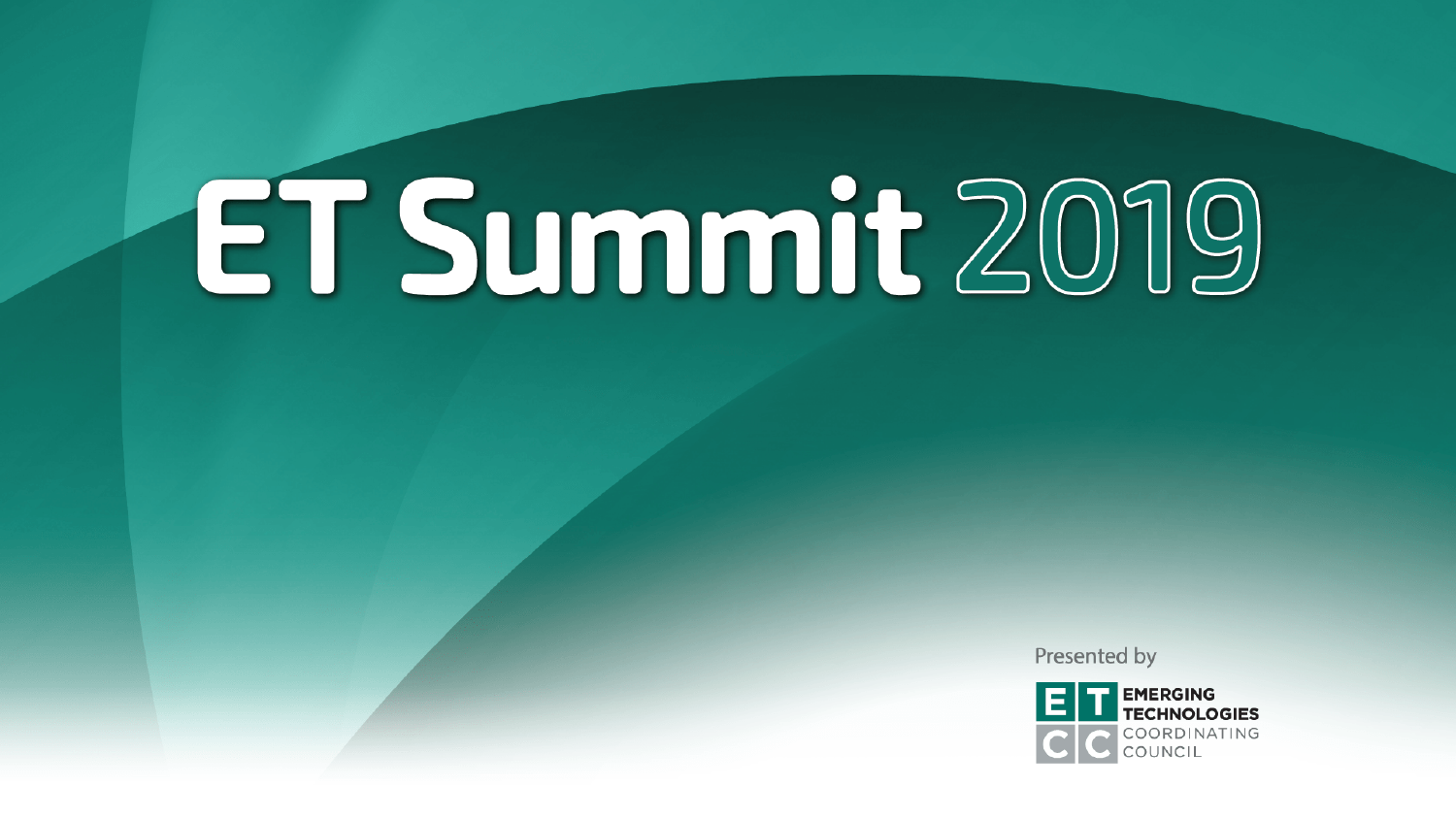# ET Summit 2019

Presented by

EMERGING TECHNOLOGIES COORDINATING COUNCIL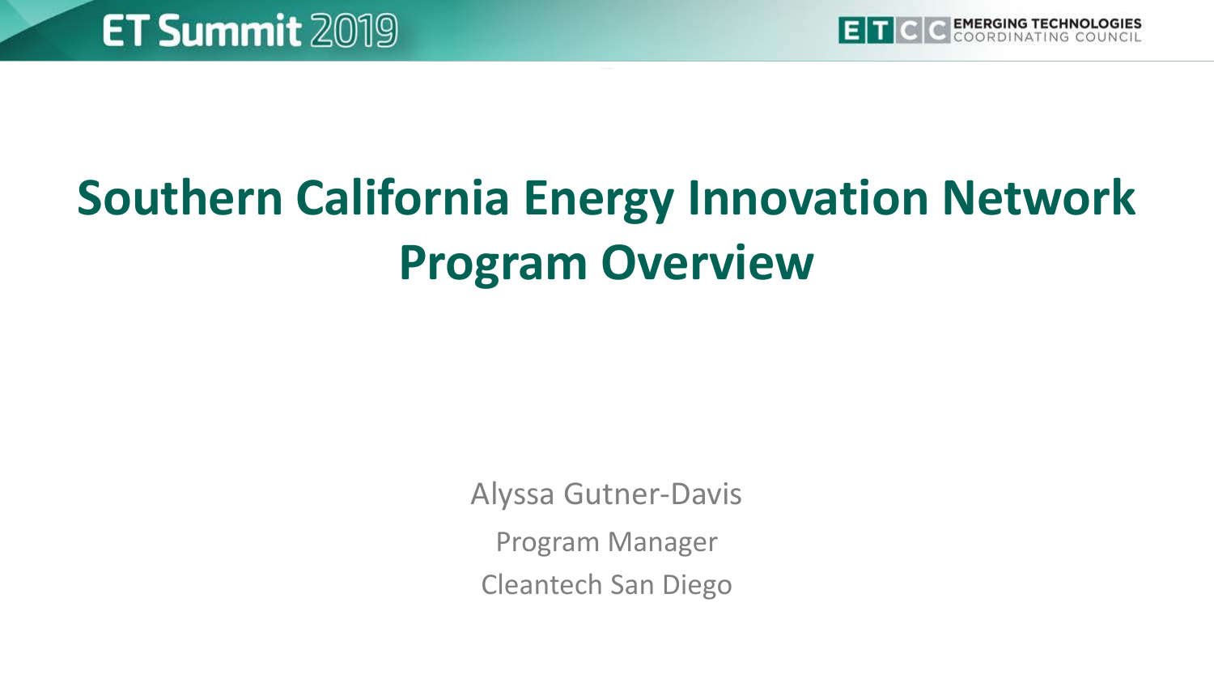# Southern California Energy Innovation Network Program Overview

Alyssa Gutner-Davis

Program Manager

Cleantech San Diego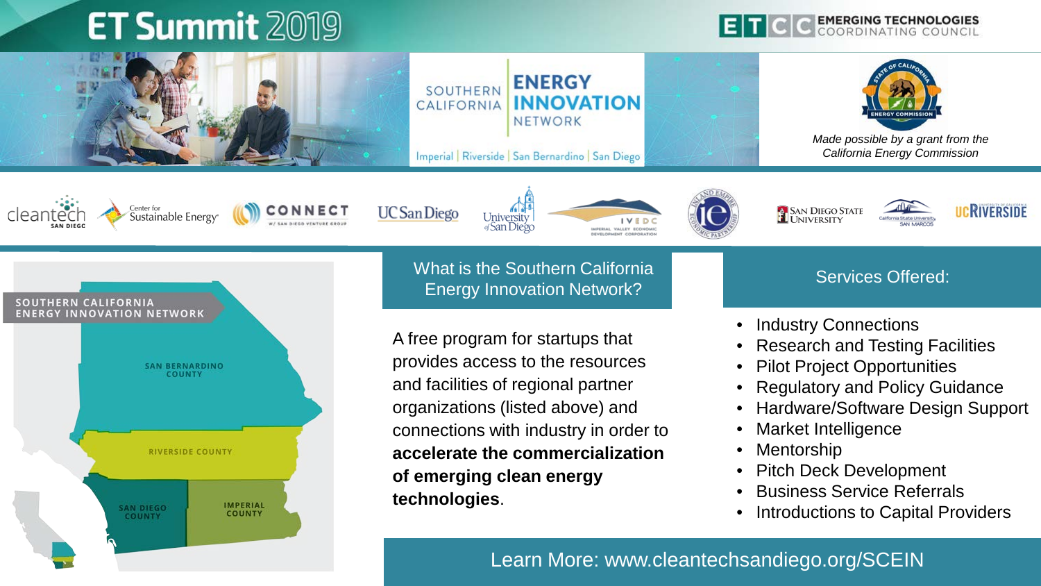# ET Summit 2019

EMERGING TECHNOLOGIES COORDINATING COUNCIL

SOUTHERN CALIFORNIA ENERGY INNOVATION NETWORK

Imperial | Riverside | San Bernardino | San Diego

*Made possible by a grant from the California Energy Commission*

SOUTHERN CALIFORNIA ENERGY INNOVATION NETWORK

SAN BERNARDINO COUNTY

RIVERSIDE COUNTY

SAN DIEGO COUNTY

IMPERIAL COUNTY

## What is the Southern California Energy Innovation Network?

A free program for startups that provides access to the resources and facilities of regional partner organizations (listed above) and connections with industry in order to **accelerate the commercialization of emerging clean energy technologies**.

## Services Offered:

- Industry Connections
- Research and Testing Facilities
- Pilot Project Opportunities
- Regulatory and Policy Guidance
- Hardware/Software Design Support
- Market Intelligence
- Mentorship
- Pitch Deck Development
- Business Service Referrals
- Introductions to Capital Providers

Learn More: www.cleantechsandiego.org/SCEIN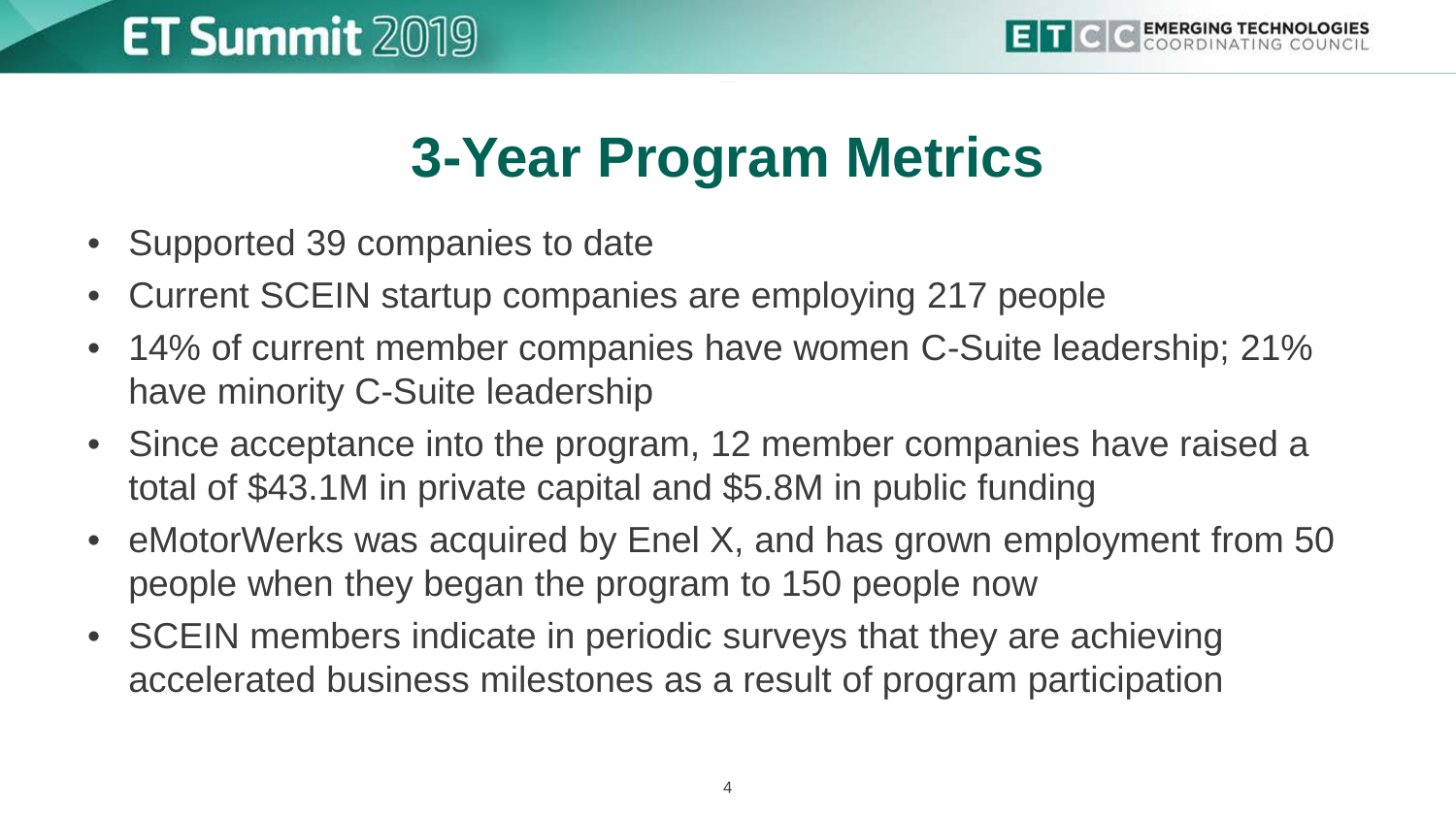# 3-Year Program Metrics

- Supported 39 companies to date
- Current SCEIN startup companies are employing 217 people
- 14% of current member companies have women C-Suite leadership; 21% have minority C-Suite leadership
- Since acceptance into the program, 12 member companies have raised a total of $43.1M in private capital and $5.8M in public funding
- eMotorWerks was acquired by Enel X, and has grown employment from 50 people when they began the program to 150 people now
- SCEIN members indicate in periodic surveys that they are achieving accelerated business milestones as a result of program participation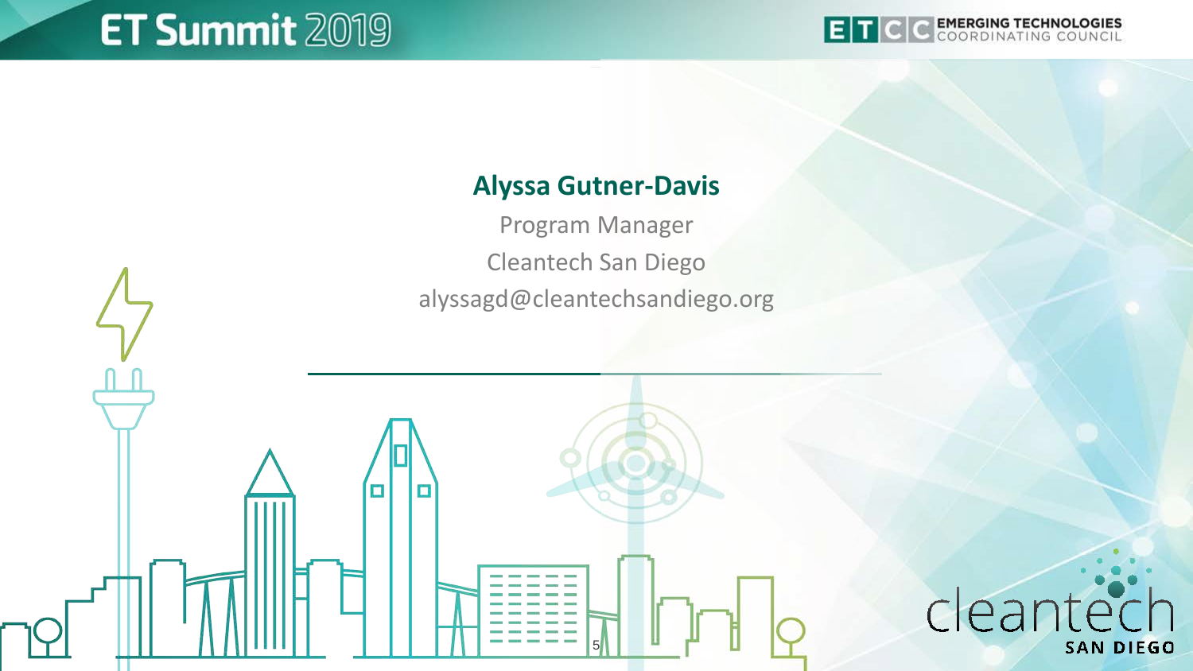**Alyssa Gutner-Davis**

Program Manager

Cleantech San Diego

alyssagd@cleantechsandiego.org